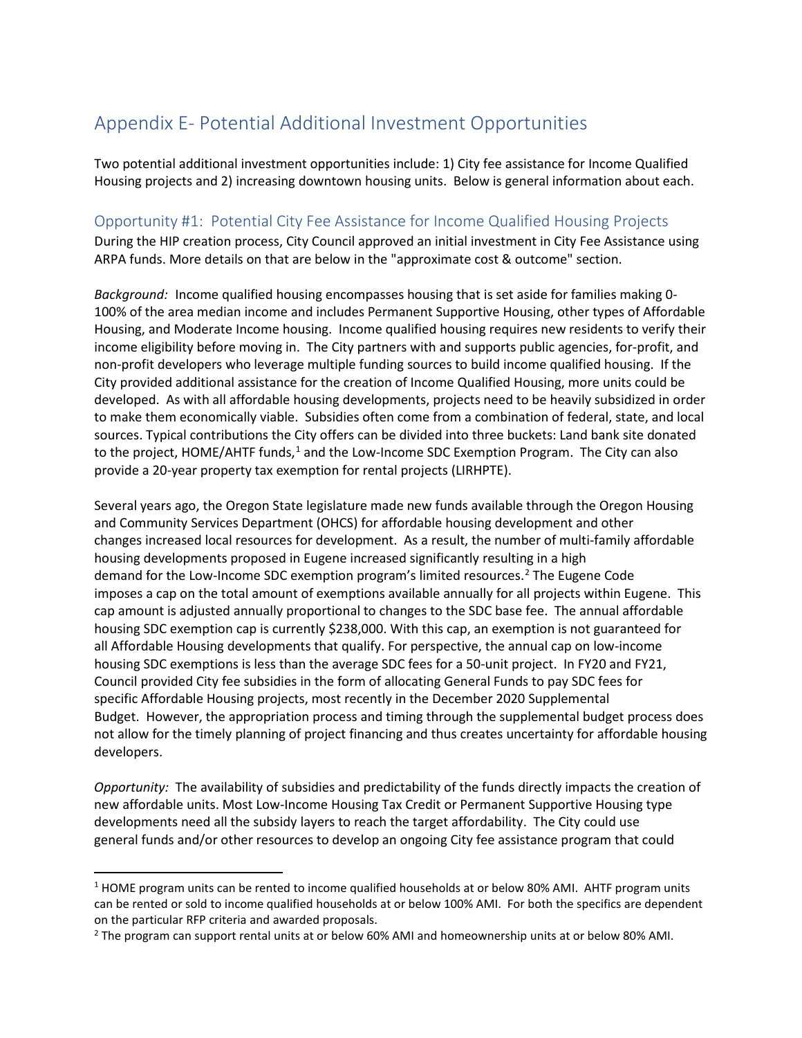# Appendix E- Potential Additional Investment Opportunities

Two potential additional investment opportunities include: 1) City fee assistance for Income Qualified Housing projects and 2) increasing downtown housing units. Below is general information about each.

## Opportunity #1: Potential City Fee Assistance for Income Qualified Housing Projects

During the HIP creation process, City Council approved an initial investment in City Fee Assistance using ARPA funds. More details on that are below in the "approximate cost & outcome" section.

*Background:* Income qualified housing encompasses housing that is set aside for families making 0-100% of the area median income and includes Permanent Supportive Housing, other types of Affordable Housing, and Moderate Income housing. Income qualified housing requires new residents to verify their income eligibility before moving in. The City partners with and supports public agencies, for-profit, and non-profit developers who leverage multiple funding sources to build income qualified housing. If the City provided additional assistance for the creation of Income Qualified Housing, more units could be developed. As with all affordable housing developments, projects need to be heavily subsidized in order to make them economically viable. Subsidies often come from a combination of federal, state, and local sources. Typical contributions the City offers can be divided into three buckets: Land bank site donated to the project, HOME/AHTF funds,[1] and the Low-Income SDC Exemption Program. The City can also provide a 20-year property tax exemption for rental projects (LIRHPTE).

Several years ago, the Oregon State legislature made new funds available through the Oregon Housing and Community Services Department (OHCS) for affordable housing development and other changes increased local resources for development. As a result, the number of multi-family affordable housing developments proposed in Eugene increased significantly resulting in a high demand for the Low-Income SDC exemption program's limited resources.[2] The Eugene Code imposes a cap on the total amount of exemptions available annually for all projects within Eugene. This cap amount is adjusted annually proportional to changes to the SDC base fee. The annual affordable housing SDC exemption cap is currently $238,000. With this cap, an exemption is not guaranteed for all Affordable Housing developments that qualify. For perspective, the annual cap on low-income housing SDC exemptions is less than the average SDC fees for a 50-unit project. In FY20 and FY21, Council provided City fee subsidies in the form of allocating General Funds to pay SDC fees for specific Affordable Housing projects, most recently in the December 2020 Supplemental Budget. However, the appropriation process and timing through the supplemental budget process does not allow for the timely planning of project financing and thus creates uncertainty for affordable housing developers.

*Opportunity:* The availability of subsidies and predictability of the funds directly impacts the creation of new affordable units. Most Low-Income Housing Tax Credit or Permanent Supportive Housing type developments need all the subsidy layers to reach the target affordability. The City could use general funds and/or other resources to develop an ongoing City fee assistance program that could

[1] HOME program units can be rented to income qualified households at or below 80% AMI. AHTF program units can be rented or sold to income qualified households at or below 100% AMI. For both the specifics are dependent on the particular RFP criteria and awarded proposals.

[2] The program can support rental units at or below 60% AMI and homeownership units at or below 80% AMI.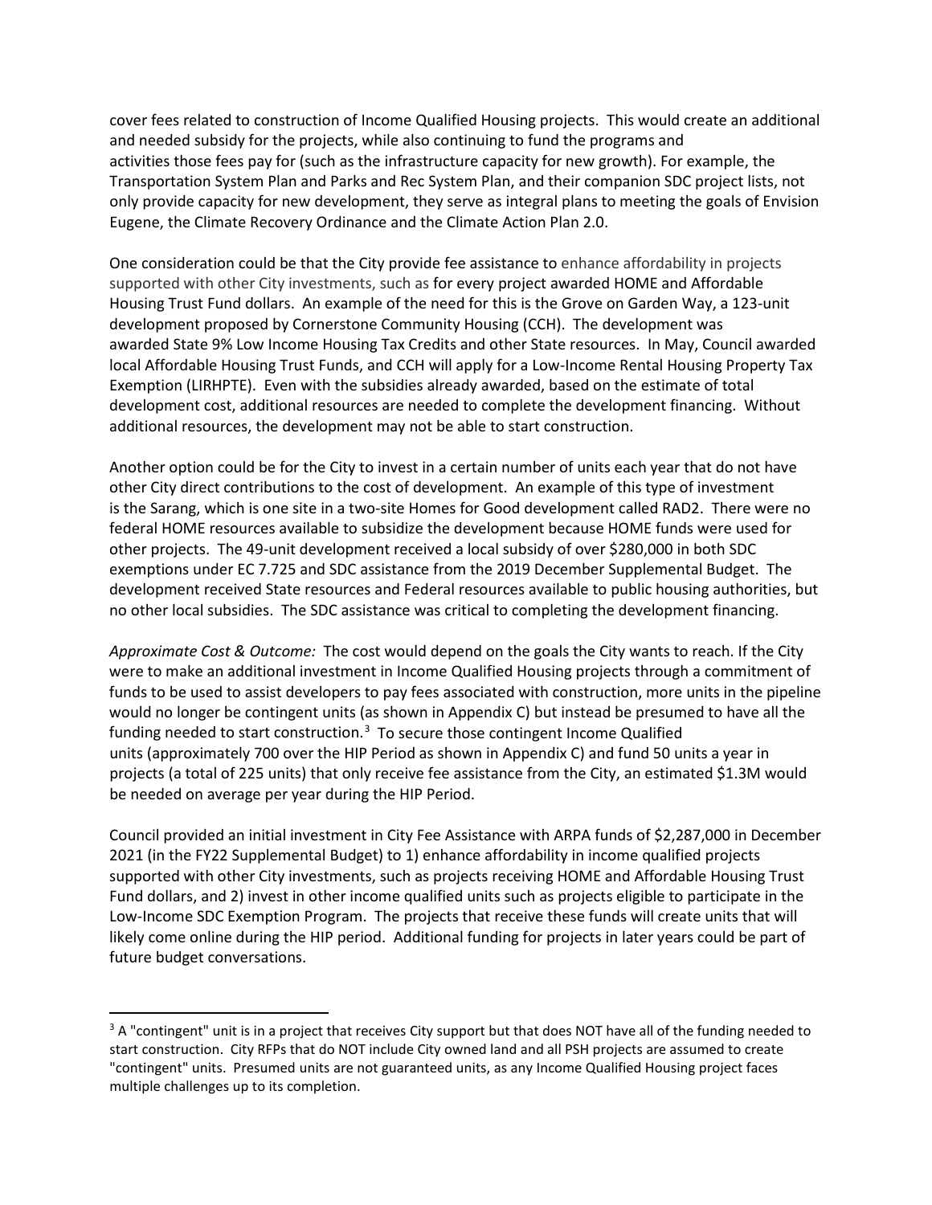cover fees related to construction of Income Qualified Housing projects. This would create an additional and needed subsidy for the projects, while also continuing to fund the programs and activities those fees pay for (such as the infrastructure capacity for new growth). For example, the Transportation System Plan and Parks and Rec System Plan, and their companion SDC project lists, not only provide capacity for new development, they serve as integral plans to meeting the goals of Envision Eugene, the Climate Recovery Ordinance and the Climate Action Plan 2.0.

One consideration could be that the City provide fee assistance to enhance affordability in projects supported with other City investments, such as for every project awarded HOME and Affordable Housing Trust Fund dollars. An example of the need for this is the Grove on Garden Way, a 123-unit development proposed by Cornerstone Community Housing (CCH). The development was awarded State 9% Low Income Housing Tax Credits and other State resources. In May, Council awarded local Affordable Housing Trust Funds, and CCH will apply for a Low-Income Rental Housing Property Tax Exemption (LIRHPTE). Even with the subsidies already awarded, based on the estimate of total development cost, additional resources are needed to complete the development financing. Without additional resources, the development may not be able to start construction.

Another option could be for the City to invest in a certain number of units each year that do not have other City direct contributions to the cost of development. An example of this type of investment is the Sarang, which is one site in a two-site Homes for Good development called RAD2. There were no federal HOME resources available to subsidize the development because HOME funds were used for other projects. The 49-unit development received a local subsidy of over $280,000 in both SDC exemptions under EC 7.725 and SDC assistance from the 2019 December Supplemental Budget. The development received State resources and Federal resources available to public housing authorities, but no other local subsidies. The SDC assistance was critical to completing the development financing.

*Approximate Cost & Outcome:* The cost would depend on the goals the City wants to reach. If the City were to make an additional investment in Income Qualified Housing projects through a commitment of funds to be used to assist developers to pay fees associated with construction, more units in the pipeline would no longer be contingent units (as shown in Appendix C) but instead be presumed to have all the funding needed to start construction.[3] To secure those contingent Income Qualified units (approximately 700 over the HIP Period as shown in Appendix C) and fund 50 units a year in projects (a total of 225 units) that only receive fee assistance from the City, an estimated $1.3M would be needed on average per year during the HIP Period.

Council provided an initial investment in City Fee Assistance with ARPA funds of $2,287,000 in December 2021 (in the FY22 Supplemental Budget) to 1) enhance affordability in income qualified projects supported with other City investments, such as projects receiving HOME and Affordable Housing Trust Fund dollars, and 2) invest in other income qualified units such as projects eligible to participate in the Low-Income SDC Exemption Program. The projects that receive these funds will create units that will likely come online during the HIP period. Additional funding for projects in later years could be part of future budget conversations.

---

[3] A "contingent" unit is in a project that receives City support but that does NOT have all of the funding needed to start construction. City RFPs that do NOT include City owned land and all PSH projects are assumed to create "contingent" units. Presumed units are not guaranteed units, as any Income Qualified Housing project faces multiple challenges up to its completion.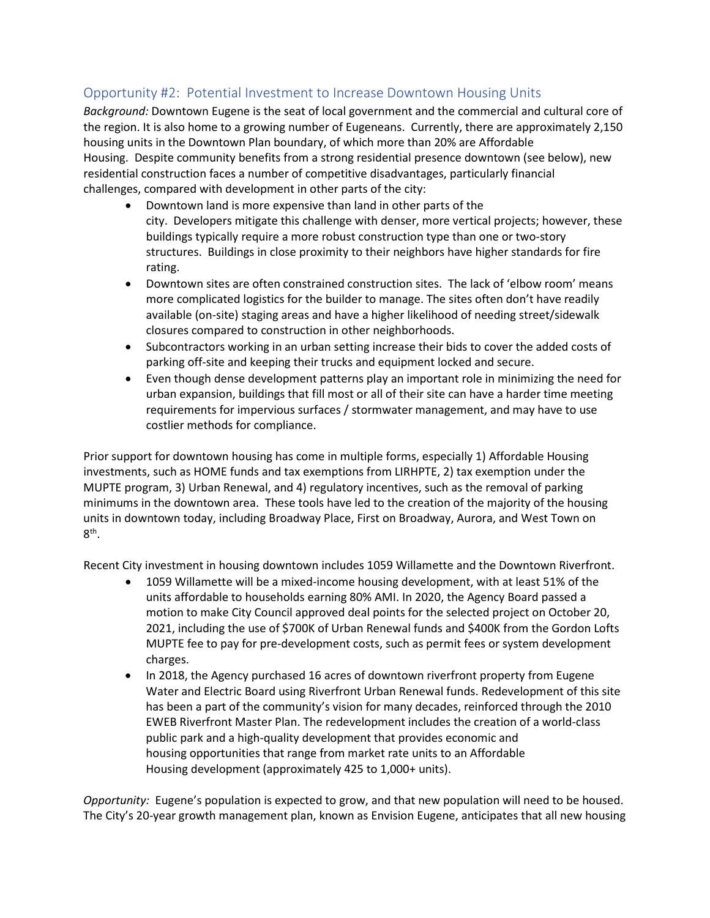## Opportunity #2: Potential Investment to Increase Downtown Housing Units

*Background:* Downtown Eugene is the seat of local government and the commercial and cultural core of the region. It is also home to a growing number of Eugeneans. Currently, there are approximately 2,150 housing units in the Downtown Plan boundary, of which more than 20% are Affordable Housing. Despite community benefits from a strong residential presence downtown (see below), new residential construction faces a number of competitive disadvantages, particularly financial challenges, compared with development in other parts of the city:

- Downtown land is more expensive than land in other parts of the city. Developers mitigate this challenge with denser, more vertical projects; however, these buildings typically require a more robust construction type than one or two-story structures. Buildings in close proximity to their neighbors have higher standards for fire rating.
- Downtown sites are often constrained construction sites. The lack of 'elbow room' means more complicated logistics for the builder to manage. The sites often don't have readily available (on-site) staging areas and have a higher likelihood of needing street/sidewalk closures compared to construction in other neighborhoods.
- Subcontractors working in an urban setting increase their bids to cover the added costs of parking off-site and keeping their trucks and equipment locked and secure.
- Even though dense development patterns play an important role in minimizing the need for urban expansion, buildings that fill most or all of their site can have a harder time meeting requirements for impervious surfaces / stormwater management, and may have to use costlier methods for compliance.

Prior support for downtown housing has come in multiple forms, especially 1) Affordable Housing investments, such as HOME funds and tax exemptions from LIRHPTE, 2) tax exemption under the MUPTE program, 3) Urban Renewal, and 4) regulatory incentives, such as the removal of parking minimums in the downtown area. These tools have led to the creation of the majority of the housing units in downtown today, including Broadway Place, First on Broadway, Aurora, and West Town on 8th.

Recent City investment in housing downtown includes 1059 Willamette and the Downtown Riverfront.

- 1059 Willamette will be a mixed-income housing development, with at least 51% of the units affordable to households earning 80% AMI. In 2020, the Agency Board passed a motion to make City Council approved deal points for the selected project on October 20, 2021, including the use of $700K of Urban Renewal funds and $400K from the Gordon Lofts MUPTE fee to pay for pre-development costs, such as permit fees or system development charges.
- In 2018, the Agency purchased 16 acres of downtown riverfront property from Eugene Water and Electric Board using Riverfront Urban Renewal funds. Redevelopment of this site has been a part of the community's vision for many decades, reinforced through the 2010 EWEB Riverfront Master Plan. The redevelopment includes the creation of a world-class public park and a high-quality development that provides economic and housing opportunities that range from market rate units to an Affordable Housing development (approximately 425 to 1,000+ units).

*Opportunity:* Eugene's population is expected to grow, and that new population will need to be housed. The City's 20-year growth management plan, known as Envision Eugene, anticipates that all new housing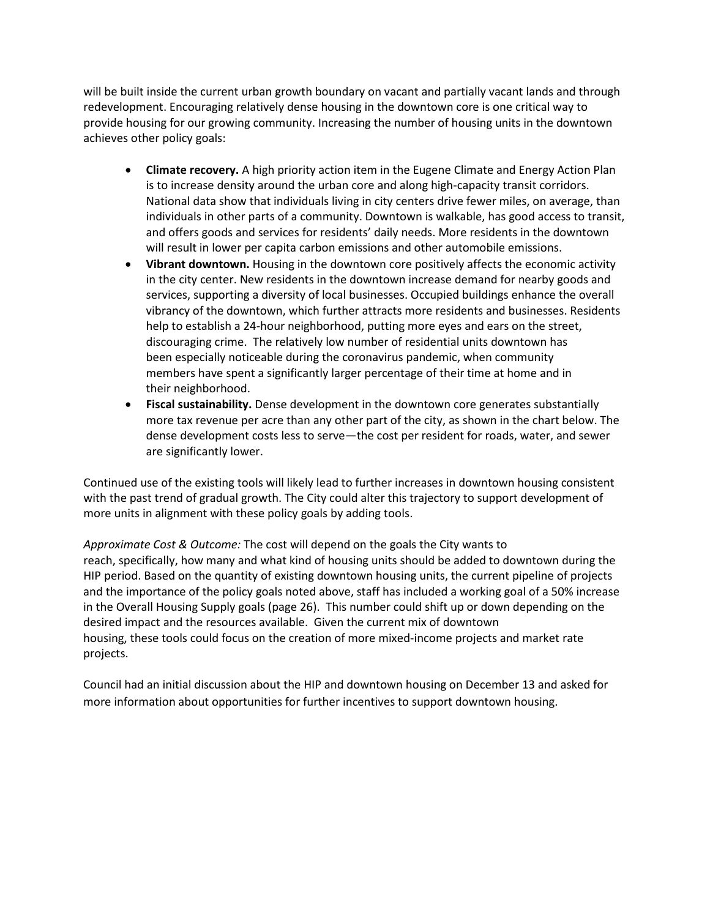will be built inside the current urban growth boundary on vacant and partially vacant lands and through redevelopment. Encouraging relatively dense housing in the downtown core is one critical way to provide housing for our growing community. Increasing the number of housing units in the downtown achieves other policy goals:

- **Climate recovery.** A high priority action item in the Eugene Climate and Energy Action Plan is to increase density around the urban core and along high-capacity transit corridors. National data show that individuals living in city centers drive fewer miles, on average, than individuals in other parts of a community. Downtown is walkable, has good access to transit, and offers goods and services for residents' daily needs. More residents in the downtown will result in lower per capita carbon emissions and other automobile emissions.
- **Vibrant downtown.** Housing in the downtown core positively affects the economic activity in the city center. New residents in the downtown increase demand for nearby goods and services, supporting a diversity of local businesses. Occupied buildings enhance the overall vibrancy of the downtown, which further attracts more residents and businesses. Residents help to establish a 24-hour neighborhood, putting more eyes and ears on the street, discouraging crime. The relatively low number of residential units downtown has been especially noticeable during the coronavirus pandemic, when community members have spent a significantly larger percentage of their time at home and in their neighborhood.
- **Fiscal sustainability.** Dense development in the downtown core generates substantially more tax revenue per acre than any other part of the city, as shown in the chart below. The dense development costs less to serve—the cost per resident for roads, water, and sewer are significantly lower.

Continued use of the existing tools will likely lead to further increases in downtown housing consistent with the past trend of gradual growth. The City could alter this trajectory to support development of more units in alignment with these policy goals by adding tools.

*Approximate Cost & Outcome:* The cost will depend on the goals the City wants to reach, specifically, how many and what kind of housing units should be added to downtown during the HIP period. Based on the quantity of existing downtown housing units, the current pipeline of projects and the importance of the policy goals noted above, staff has included a working goal of a 50% increase in the Overall Housing Supply goals (page 26). This number could shift up or down depending on the desired impact and the resources available. Given the current mix of downtown housing, these tools could focus on the creation of more mixed-income projects and market rate projects.

Council had an initial discussion about the HIP and downtown housing on December 13 and asked for more information about opportunities for further incentives to support downtown housing.